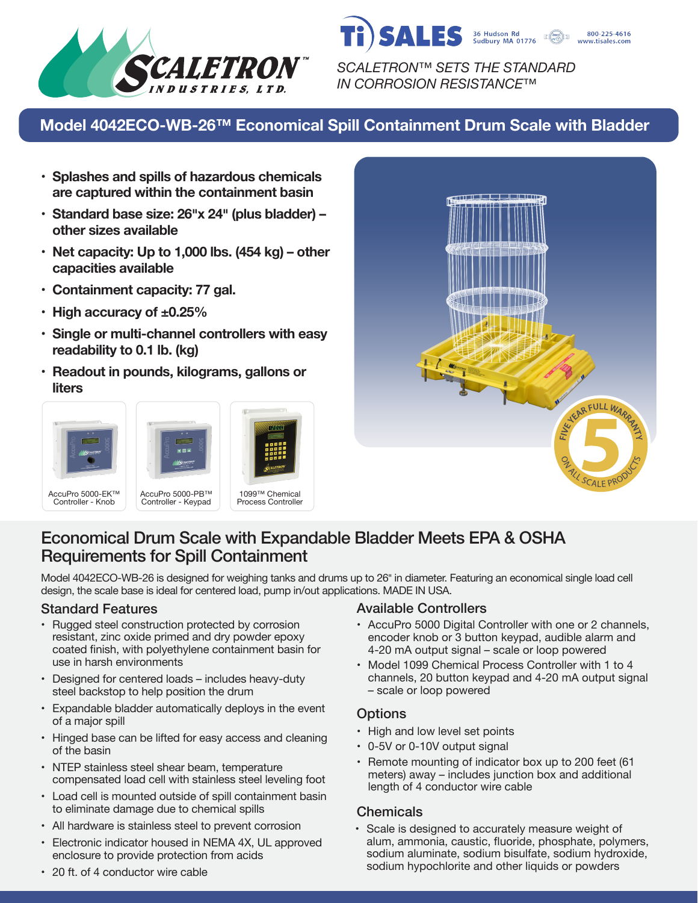SCALETRON™ INDUSTRIES, LTD.

Ti SALES 36 Hudson Rd Sudbury MA 01776 800-225-4616 www.tisales.com

*SCALETRON™ SETS THE STANDARD IN CORROSION RESISTANCE™*

# Model 4042ECO-WB-26™ Economical Spill Containment Drum Scale with Bladder

- **Splashes and spills of hazardous chemicals are captured within the containment basin**
- **Standard base size: 26"x 24" (plus bladder) – other sizes available**
- **Net capacity: Up to 1,000 lbs. (454 kg) – other capacities available**
- **Containment capacity: 77 gal.**
- **High accuracy of ±0.25%**
- **Single or multi-channel controllers with easy readability to 0.1 lb. (kg)**
- **Readout in pounds, kilograms, gallons or liters**

AccuPro 5000-EK™ Controller - Knob

AccuPro 5000-PB™ Controller - Keypad

1099™ Chemical Process Controller

FIVE YEAR FULL WARRANTY 5 ON ALL SCALE PRODUCTS

## Economical Drum Scale with Expandable Bladder Meets EPA & OSHA Requirements for Spill Containment

Model 4042ECO-WB-26 is designed for weighing tanks and drums up to 26" in diameter. Featuring an economical single load cell design, the scale base is ideal for centered load, pump in/out applications. MADE IN USA.

### Standard Features

- Rugged steel construction protected by corrosion resistant, zinc oxide primed and dry powder epoxy coated finish, with polyethylene containment basin for use in harsh environments
- Designed for centered loads – includes heavy-duty steel backstop to help position the drum
- Expandable bladder automatically deploys in the event of a major spill
- Hinged base can be lifted for easy access and cleaning of the basin
- NTEP stainless steel shear beam, temperature compensated load cell with stainless steel leveling foot
- Load cell is mounted outside of spill containment basin to eliminate damage due to chemical spills
- All hardware is stainless steel to prevent corrosion
- Electronic indicator housed in NEMA 4X, UL approved enclosure to provide protection from acids
- 20 ft. of 4 conductor wire cable

### Available Controllers

- AccuPro 5000 Digital Controller with one or 2 channels, encoder knob or 3 button keypad, audible alarm and 4-20 mA output signal – scale or loop powered
- Model 1099 Chemical Process Controller with 1 to 4 channels, 20 button keypad and 4-20 mA output signal – scale or loop powered

### Options

- High and low level set points
- 0-5V or 0-10V output signal
- Remote mounting of indicator box up to 200 feet (61 meters) away – includes junction box and additional length of 4 conductor wire cable

### Chemicals

- Scale is designed to accurately measure weight of alum, ammonia, caustic, fluoride, phosphate, polymers, sodium aluminate, sodium bisulfate, sodium hydroxide, sodium hypochlorite and other liquids or powders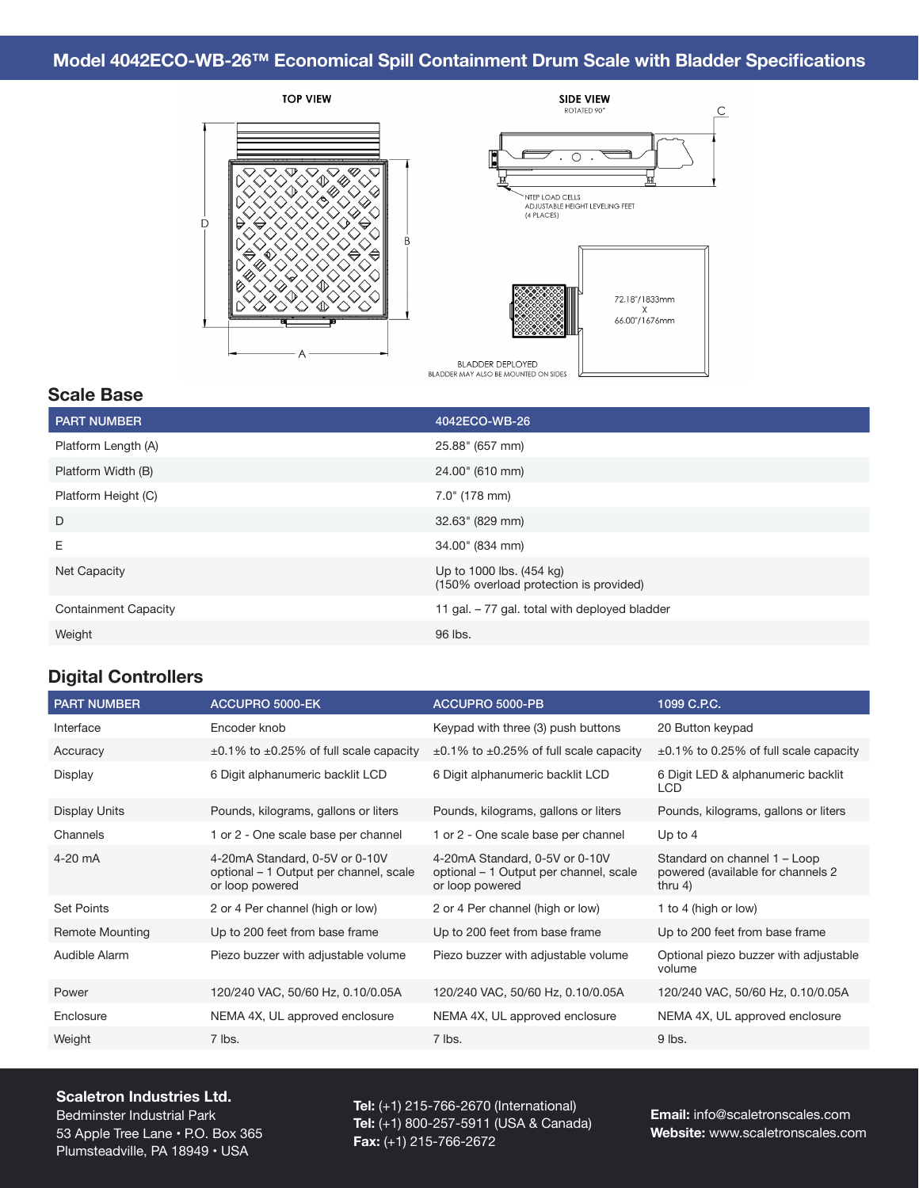# Model 4042ECO-WB-26™ Economical Spill Containment Drum Scale with Bladder Specifications

TOP VIEW

SIDE VIEW
ROTATED 90°

NTEP LOAD CELLS
ADJUSTABLE HEIGHT LEVELING FEET
(4 PLACES)

72.18"/1833mm
X
66.00"/1676mm

BLADDER DEPLOYED
BLADDER MAY ALSO BE MOUNTED ON SIDES

## Scale Base

| PART NUMBER | 4042ECO-WB-26 |
|---|---|
| Platform Length (A) | 25.88" (657 mm) |
| Platform Width (B) | 24.00" (610 mm) |
| Platform Height (C) | 7.0" (178 mm) |
| D | 32.63" (829 mm) |
| E | 34.00" (834 mm) |
| Net Capacity | Up to 1000 lbs. (454 kg)<br>(150% overload protection is provided) |
| Containment Capacity | 11 gal. – 77 gal. total with deployed bladder |
| Weight | 96 lbs. |

## Digital Controllers

| PART NUMBER | ACCUPRO 5000-EK | ACCUPRO 5000-PB | 1099 C.P.C. |
|---|---|---|---|
| Interface | Encoder knob | Keypad with three (3) push buttons | 20 Button keypad |
| Accuracy | ±0.1% to ±0.25% of full scale capacity | ±0.1% to ±0.25% of full scale capacity | ±0.1% to 0.25% of full scale capacity |
| Display | 6 Digit alphanumeric backlit LCD | 6 Digit alphanumeric backlit LCD | 6 Digit LED & alphanumeric backlit LCD |
| Display Units | Pounds, kilograms, gallons or liters | Pounds, kilograms, gallons or liters | Pounds, kilograms, gallons or liters |
| Channels | 1 or 2 - One scale base per channel | 1 or 2 - One scale base per channel | Up to 4 |
| 4-20 mA | 4-20mA Standard, 0-5V or 0-10V optional – 1 Output per channel, scale or loop powered | 4-20mA Standard, 0-5V or 0-10V optional – 1 Output per channel, scale or loop powered | Standard on channel 1 – Loop powered (available for channels 2 thru 4) |
| Set Points | 2 or 4 Per channel (high or low) | 2 or 4 Per channel (high or low) | 1 to 4 (high or low) |
| Remote Mounting | Up to 200 feet from base frame | Up to 200 feet from base frame | Up to 200 feet from base frame |
| Audible Alarm | Piezo buzzer with adjustable volume | Piezo buzzer with adjustable volume | Optional piezo buzzer with adjustable volume |
| Power | 120/240 VAC, 50/60 Hz, 0.10/0.05A | 120/240 VAC, 50/60 Hz, 0.10/0.05A | 120/240 VAC, 50/60 Hz, 0.10/0.05A |
| Enclosure | NEMA 4X, UL approved enclosure | NEMA 4X, UL approved enclosure | NEMA 4X, UL approved enclosure |
| Weight | 7 lbs. | 7 lbs. | 9 lbs. |

**Scaletron Industries Ltd.**
Bedminster Industrial Park
53 Apple Tree Lane • P.O. Box 365
Plumsteadville, PA 18949 • USA

**Tel:** (+1) 215-766-2670 (International)
**Tel:** (+1) 800-257-5911 (USA & Canada)
**Fax:** (+1) 215-766-2672

**Email:** info@scaletronscales.com
**Website:** www.scaletronscales.com